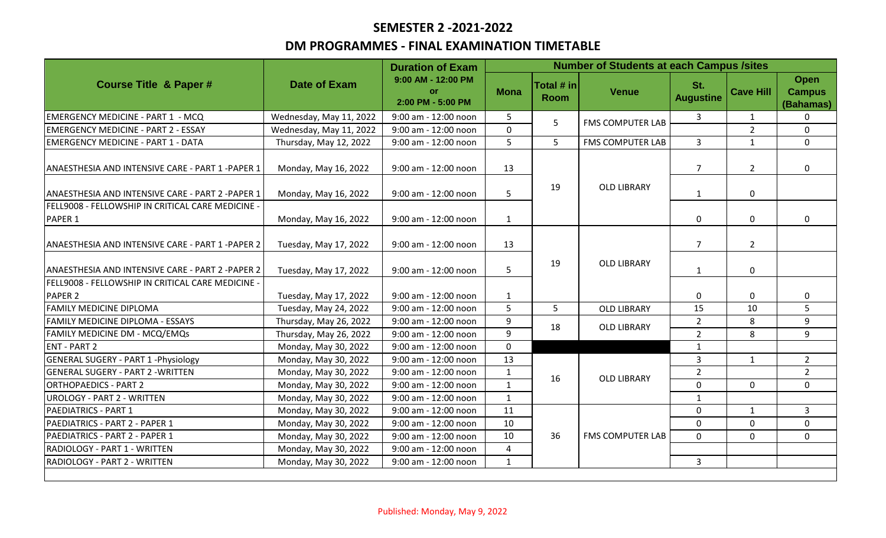## SEMESTER 2 -2021-2022

## DM PROGRAMMES - FINAL EXAMINATION TIMETABLE

| Course Title & Paper # | Date of Exam | Duration of Exam 9:00 AM - 12:00 PM or 2:00 PM - 5:00 PM | Number of Students at each Campus /sites | | | | | |
|---|---|---|---|---|---|---|---|---|
| | | | Mona | Total # in Room | Venue | St. Augustine | Cave Hill | Open Campus (Bahamas) |
| EMERGENCY MEDICINE - PART 1 - MCQ | Wednesday, May 11, 2022 | 9:00 am - 12:00 noon | 5 | 5 | FMS COMPUTER LAB | 3 | 1 | 0 |
| EMERGENCY MEDICINE - PART 2 - ESSAY | Wednesday, May 11, 2022 | 9:00 am - 12:00 noon | 0 | | | | 2 | 0 |
| EMERGENCY MEDICINE - PART 1 - DATA | Thursday, May 12, 2022 | 9:00 am - 12:00 noon | 5 | 5 | FMS COMPUTER LAB | 3 | 1 | 0 |
| ANAESTHESIA AND INTENSIVE CARE - PART 1 -PAPER 1 | Monday, May 16, 2022 | 9:00 am - 12:00 noon | 13 | 19 | OLD LIBRARY | 7 | 2 | 0 |
| ANAESTHESIA AND INTENSIVE CARE - PART 2 -PAPER 1 | Monday, May 16, 2022 | 9:00 am - 12:00 noon | 5 | | | 1 | 0 | |
| FELL9008 - FELLOWSHIP IN CRITICAL CARE MEDICINE - PAPER 1 | Monday, May 16, 2022 | 9:00 am - 12:00 noon | 1 | | | 0 | 0 | 0 |
| ANAESTHESIA AND INTENSIVE CARE - PART 1 -PAPER 2 | Tuesday, May 17, 2022 | 9:00 am - 12:00 noon | 13 | 19 | OLD LIBRARY | 7 | 2 | |
| ANAESTHESIA AND INTENSIVE CARE - PART 2 -PAPER 2 | Tuesday, May 17, 2022 | 9:00 am - 12:00 noon | 5 | | | 1 | 0 | |
| FELL9008 - FELLOWSHIP IN CRITICAL CARE MEDICINE - PAPER 2 | Tuesday, May 17, 2022 | 9:00 am - 12:00 noon | 1 | | | 0 | 0 | 0 |
| FAMILY MEDICINE DIPLOMA | Tuesday, May 24, 2022 | 9:00 am - 12:00 noon | 5 | 5 | OLD LIBRARY | 15 | 10 | 5 |
| FAMILY MEDICINE DIPLOMA - ESSAYS | Thursday, May 26, 2022 | 9:00 am - 12:00 noon | 9 | 18 | OLD LIBRARY | 2 | 8 | 9 |
| FAMILY MEDICINE DM - MCQ/EMQs | Thursday, May 26, 2022 | 9:00 am - 12:00 noon | 9 | | | 2 | 8 | 9 |
| ENT - PART 2 | Monday, May 30, 2022 | 9:00 am - 12:00 noon | 0 | | | 1 | | |
| GENERAL SUGERY - PART 1 -Physiology | Monday, May 30, 2022 | 9:00 am - 12:00 noon | 13 | 16 | OLD LIBRARY | 3 | 1 | 2 |
| GENERAL SUGERY - PART 2 -WRITTEN | Monday, May 30, 2022 | 9:00 am - 12:00 noon | 1 | | | 2 | | 2 |
| ORTHOPAEDICS - PART 2 | Monday, May 30, 2022 | 9:00 am - 12:00 noon | 1 | | | 0 | 0 | 0 |
| UROLOGY - PART 2 - WRITTEN | Monday, May 30, 2022 | 9:00 am - 12:00 noon | 1 | | | 1 | | |
| PAEDIATRICS - PART 1 | Monday, May 30, 2022 | 9:00 am - 12:00 noon | 11 | 36 | FMS COMPUTER LAB | 0 | 1 | 3 |
| PAEDIATRICS - PART 2 - PAPER 1 | Monday, May 30, 2022 | 9:00 am - 12:00 noon | 10 | | | 0 | 0 | 0 |
| PAEDIATRICS - PART 2 - PAPER 1 | Monday, May 30, 2022 | 9:00 am - 12:00 noon | 10 | | | 0 | 0 | 0 |
| RADIOLOGY - PART 1 - WRITTEN | Monday, May 30, 2022 | 9:00 am - 12:00 noon | 4 | | | | | |
| RADIOLOGY - PART 2 - WRITTEN | Monday, May 30, 2022 | 9:00 am - 12:00 noon | 1 | | | 3 | | |

Published: Monday, May 9, 2022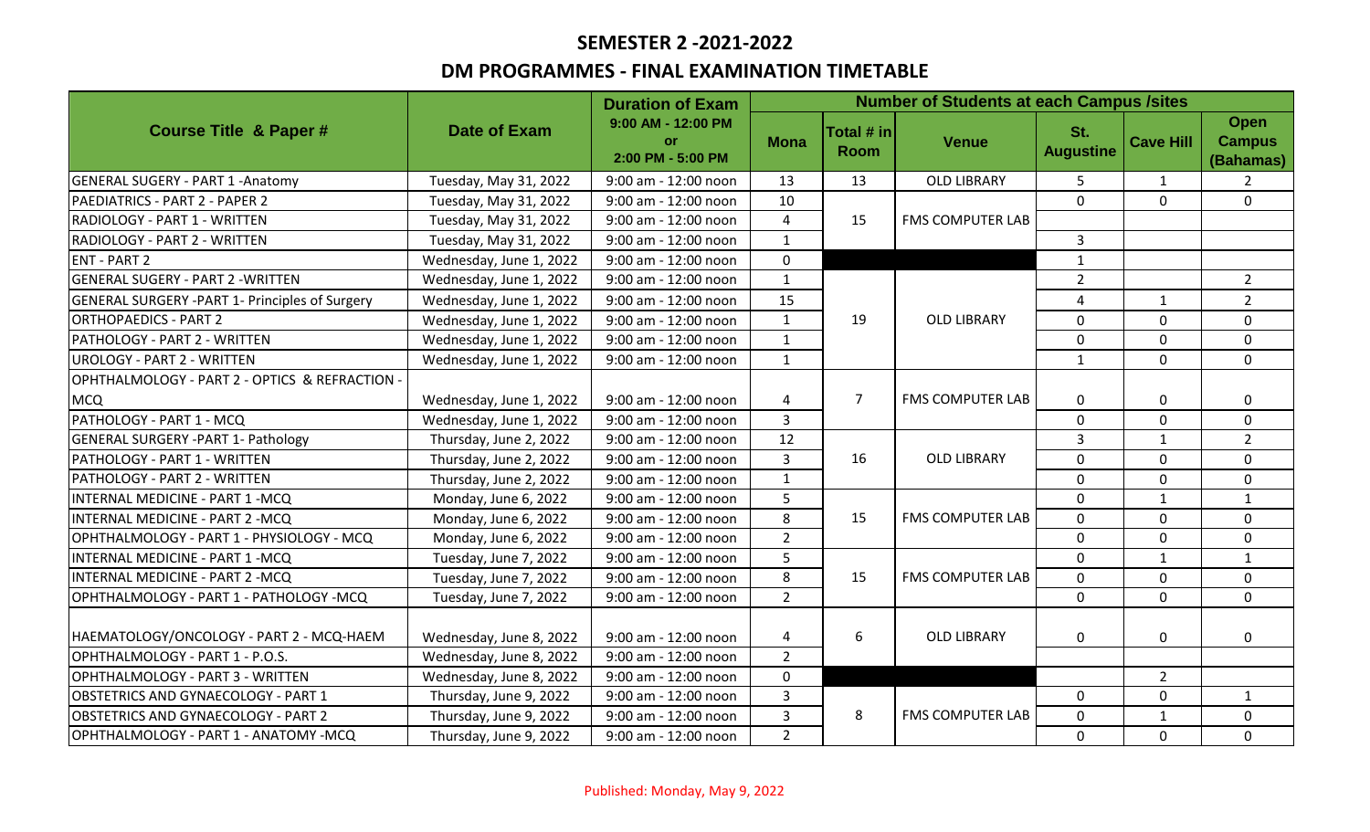## SEMESTER 2 -2021-2022

## DM PROGRAMMES - FINAL EXAMINATION TIMETABLE

| Course Title & Paper # | Date of Exam | Duration of Exam | Number of Students at each Campus /sites | | | | | |
|---|---|---|---|---|---|---|---|---|
| | | 9:00 AM - 12:00 PM or 2:00 PM - 5:00 PM | Mona | Total # in Room | Venue | St. Augustine | Cave Hill | Open Campus (Bahamas) |
| GENERAL SUGERY - PART 1 -Anatomy | Tuesday, May 31, 2022 | 9:00 am - 12:00 noon | 13 | 13 | OLD LIBRARY | 5 | 1 | 2 |
| PAEDIATRICS - PART 2 - PAPER 2 | Tuesday, May 31, 2022 | 9:00 am - 12:00 noon | 10 | | | 0 | 0 | 0 |
| RADIOLOGY - PART 1 - WRITTEN | Tuesday, May 31, 2022 | 9:00 am - 12:00 noon | 4 | 15 | FMS COMPUTER LAB | | | |
| RADIOLOGY - PART 2 - WRITTEN | Tuesday, May 31, 2022 | 9:00 am - 12:00 noon | 1 | | | 3 | | |
| ENT - PART 2 | Wednesday, June 1, 2022 | 9:00 am - 12:00 noon | 0 | | | 1 | | |
| GENERAL SUGERY - PART 2 -WRITTEN | Wednesday, June 1, 2022 | 9:00 am - 12:00 noon | 1 | | | 2 | | 2 |
| GENERAL SURGERY -PART 1- Principles of Surgery | Wednesday, June 1, 2022 | 9:00 am - 12:00 noon | 15 | | | 4 | 1 | 2 |
| ORTHOPAEDICS - PART 2 | Wednesday, June 1, 2022 | 9:00 am - 12:00 noon | 1 | 19 | OLD LIBRARY | 0 | 0 | 0 |
| PATHOLOGY - PART 2 - WRITTEN | Wednesday, June 1, 2022 | 9:00 am - 12:00 noon | 1 | | | 0 | 0 | 0 |
| UROLOGY - PART 2 - WRITTEN | Wednesday, June 1, 2022 | 9:00 am - 12:00 noon | 1 | | | 1 | 0 | 0 |
| OPHTHALMOLOGY - PART 2 - OPTICS & REFRACTION - MCQ | Wednesday, June 1, 2022 | 9:00 am - 12:00 noon | 4 | 7 | FMS COMPUTER LAB | 0 | 0 | 0 |
| PATHOLOGY - PART 1 - MCQ | Wednesday, June 1, 2022 | 9:00 am - 12:00 noon | 3 | | | 0 | 0 | 0 |
| GENERAL SURGERY -PART 1- Pathology | Thursday, June 2, 2022 | 9:00 am - 12:00 noon | 12 | | | 3 | 1 | 2 |
| PATHOLOGY - PART 1 - WRITTEN | Thursday, June 2, 2022 | 9:00 am - 12:00 noon | 3 | 16 | OLD LIBRARY | 0 | 0 | 0 |
| PATHOLOGY - PART 2 - WRITTEN | Thursday, June 2, 2022 | 9:00 am - 12:00 noon | 1 | | | 0 | 0 | 0 |
| INTERNAL MEDICINE - PART 1 -MCQ | Monday, June 6, 2022 | 9:00 am - 12:00 noon | 5 | | | 0 | 1 | 1 |
| INTERNAL MEDICINE - PART 2 -MCQ | Monday, June 6, 2022 | 9:00 am - 12:00 noon | 8 | 15 | FMS COMPUTER LAB | 0 | 0 | 0 |
| OPHTHALMOLOGY - PART 1 - PHYSIOLOGY - MCQ | Monday, June 6, 2022 | 9:00 am - 12:00 noon | 2 | | | 0 | 0 | 0 |
| INTERNAL MEDICINE - PART 1 -MCQ | Tuesday, June 7, 2022 | 9:00 am - 12:00 noon | 5 | | | 0 | 1 | 1 |
| INTERNAL MEDICINE - PART 2 -MCQ | Tuesday, June 7, 2022 | 9:00 am - 12:00 noon | 8 | 15 | FMS COMPUTER LAB | 0 | 0 | 0 |
| OPHTHALMOLOGY - PART 1 - PATHOLOGY -MCQ | Tuesday, June 7, 2022 | 9:00 am - 12:00 noon | 2 | | | 0 | 0 | 0 |
| HAEMATOLOGY/ONCOLOGY - PART 2 - MCQ-HAEM | Wednesday, June 8, 2022 | 9:00 am - 12:00 noon | 4 | 6 | OLD LIBRARY | 0 | 0 | 0 |
| OPHTHALMOLOGY - PART 1 - P.O.S. | Wednesday, June 8, 2022 | 9:00 am - 12:00 noon | 2 | | | | | |
| OPHTHALMOLOGY - PART 3 - WRITTEN | Wednesday, June 8, 2022 | 9:00 am - 12:00 noon | 0 | | | | 2 | |
| OBSTETRICS AND GYNAECOLOGY - PART 1 | Thursday, June 9, 2022 | 9:00 am - 12:00 noon | 3 | | | 0 | 0 | 1 |
| OBSTETRICS AND GYNAECOLOGY - PART 2 | Thursday, June 9, 2022 | 9:00 am - 12:00 noon | 3 | 8 | FMS COMPUTER LAB | 0 | 1 | 0 |
| OPHTHALMOLOGY - PART 1 - ANATOMY -MCQ | Thursday, June 9, 2022 | 9:00 am - 12:00 noon | 2 | | | 0 | 0 | 0 |

Published: Monday, May 9, 2022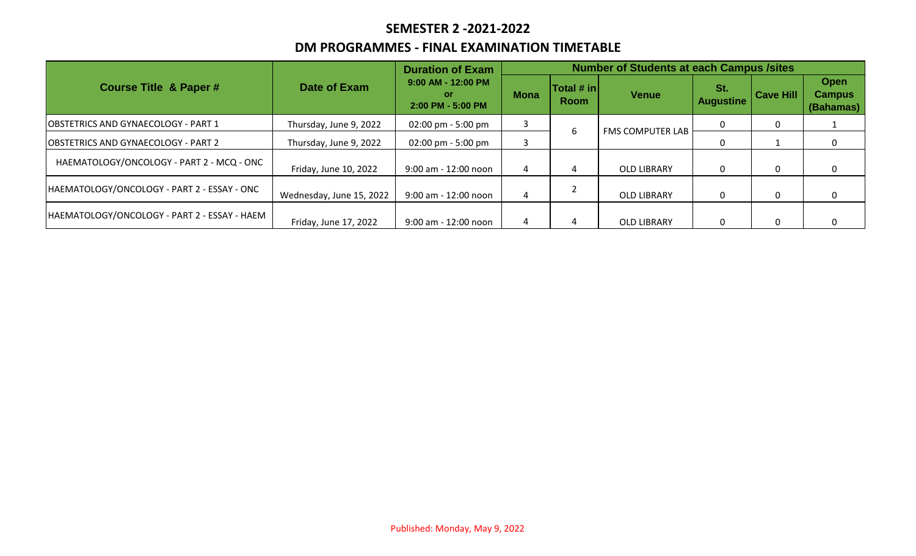## SEMESTER 2 -2021-2022

## DM PROGRAMMES - FINAL EXAMINATION TIMETABLE

| Course Title & Paper # | Date of Exam | Duration of Exam 9:00 AM - 12:00 PM or 2:00 PM - 5:00 PM | Number of Students at each Campus /sites | | | | | |
|---|---|---|---|---|---|---|---|---|
| | | | Mona | Total # in Room | Venue | St. Augustine | Cave Hill | Open Campus (Bahamas) |
| OBSTETRICS AND GYNAECOLOGY - PART 1 | Thursday, June 9, 2022 | 02:00 pm - 5:00 pm | 3 | 6 | FMS COMPUTER LAB | 0 | 0 | 1 |
| OBSTETRICS AND GYNAECOLOGY - PART 2 | Thursday, June 9, 2022 | 02:00 pm - 5:00 pm | 3 | | | 0 | 1 | 0 |
| HAEMATOLOGY/ONCOLOGY - PART 2 - MCQ - ONC | Friday, June 10, 2022 | 9:00 am - 12:00 noon | 4 | 4 | OLD LIBRARY | 0 | 0 | 0 |
| HAEMATOLOGY/ONCOLOGY - PART 2 - ESSAY - ONC | Wednesday, June 15, 2022 | 9:00 am - 12:00 noon | 4 | 2 | OLD LIBRARY | 0 | 0 | 0 |
| HAEMATOLOGY/ONCOLOGY - PART 2 - ESSAY - HAEM | Friday, June 17, 2022 | 9:00 am - 12:00 noon | 4 | 4 | OLD LIBRARY | 0 | 0 | 0 |

Published: Monday, May 9, 2022